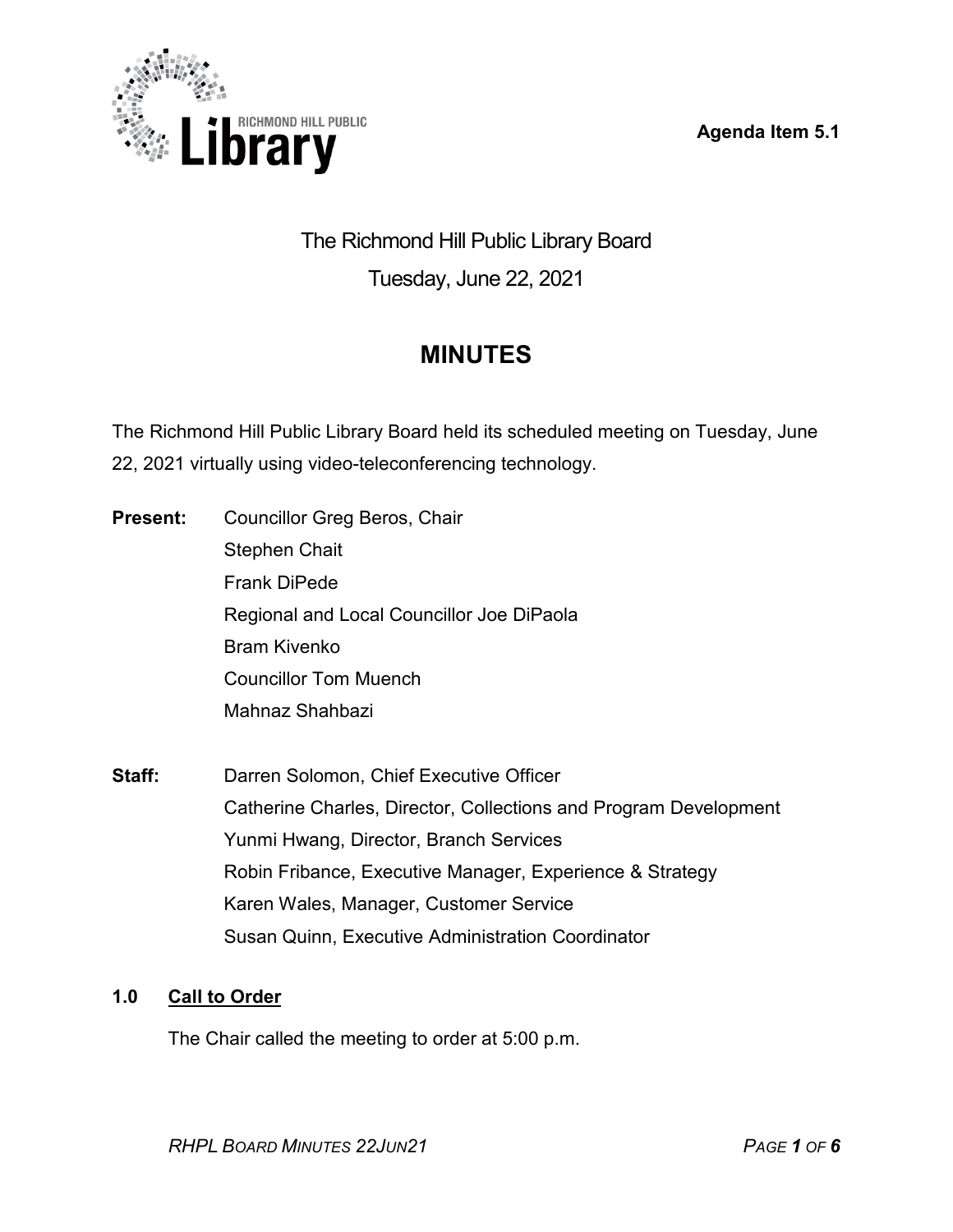**Agenda Item 5.1**

# The Richmond Hill Public Library Board

Tuesday, June 22, 2021

## MINUTES

The Richmond Hill Public Library Board held its scheduled meeting on Tuesday, June 22, 2021 virtually using video-teleconferencing technology.

**Present:**
Councillor Greg Beros, Chair
Stephen Chait
Frank DiPede
Regional and Local Councillor Joe DiPaola
Bram Kivenko
Councillor Tom Muench
Mahnaz Shahbazi

**Staff:**
Darren Solomon, Chief Executive Officer
Catherine Charles, Director, Collections and Program Development
Yunmi Hwang, Director, Branch Services
Robin Fribance, Executive Manager, Experience & Strategy
Karen Wales, Manager, Customer Service
Susan Quinn, Executive Administration Coordinator

### 1.0 Call to Order

The Chair called the meeting to order at 5:00 p.m.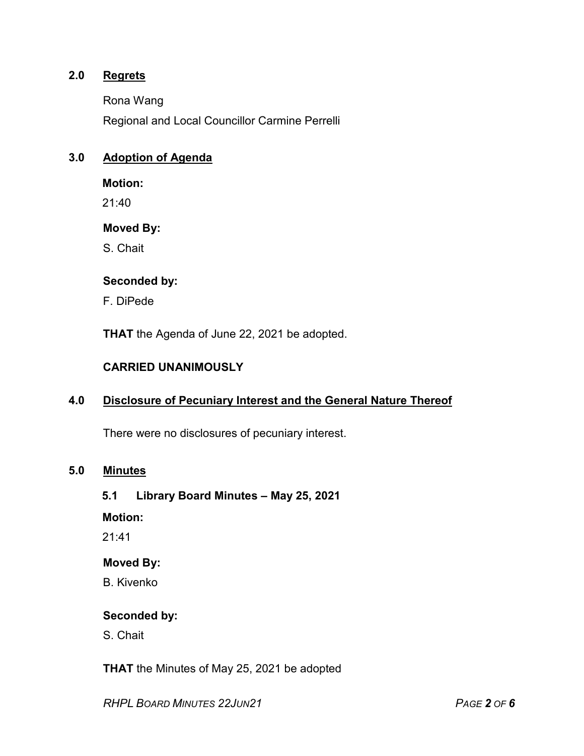## 2.0 Regrets

Rona Wang

Regional and Local Councillor Carmine Perrelli

## 3.0 Adoption of Agenda

**Motion:**

21:40

**Moved By:**

S. Chait

**Seconded by:**

F. DiPede

**THAT** the Agenda of June 22, 2021 be adopted.

**CARRIED UNANIMOUSLY**

## 4.0 Disclosure of Pecuniary Interest and the General Nature Thereof

There were no disclosures of pecuniary interest.

## 5.0 Minutes

### 5.1 Library Board Minutes – May 25, 2021

**Motion:**

21:41

**Moved By:**

B. Kivenko

**Seconded by:**

S. Chait

**THAT** the Minutes of May 25, 2021 be adopted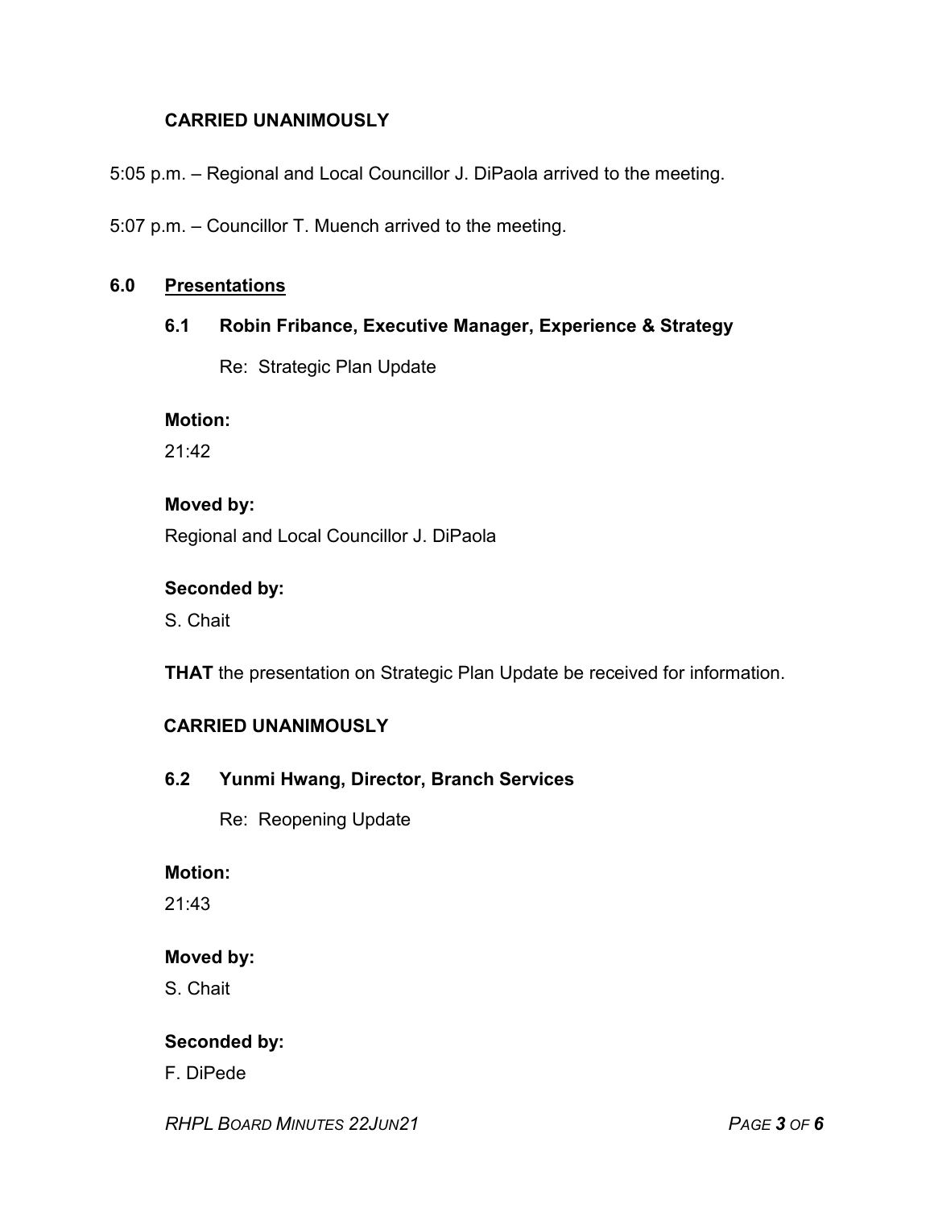**CARRIED UNANIMOUSLY**

5:05 p.m. – Regional and Local Councillor J. DiPaola arrived to the meeting.

5:07 p.m. – Councillor T. Muench arrived to the meeting.

## 6.0 Presentations

### 6.1 Robin Fribance, Executive Manager, Experience & Strategy

Re: Strategic Plan Update

**Motion:**

21:42

**Moved by:**

Regional and Local Councillor J. DiPaola

**Seconded by:**

S. Chait

**THAT** the presentation on Strategic Plan Update be received for information.

**CARRIED UNANIMOUSLY**

### 6.2 Yunmi Hwang, Director, Branch Services

Re: Reopening Update

**Motion:**

21:43

**Moved by:**

S. Chait

**Seconded by:**

F. DiPede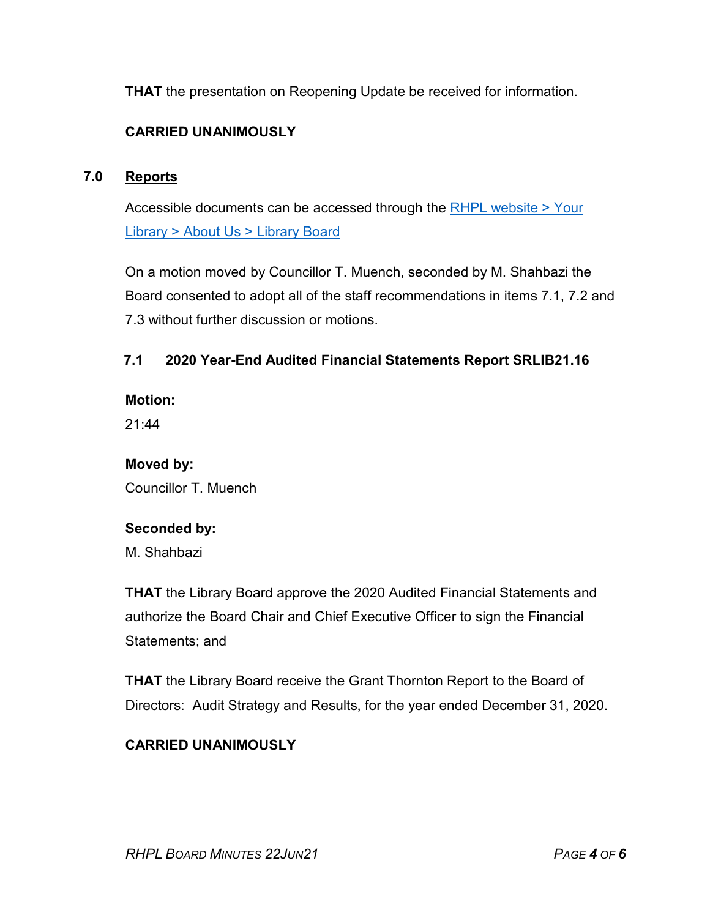**THAT** the presentation on Reopening Update be received for information.

**CARRIED UNANIMOUSLY**

## 7.0 Reports

Accessible documents can be accessed through the RHPL website > Your Library > About Us > Library Board

On a motion moved by Councillor T. Muench, seconded by M. Shahbazi the Board consented to adopt all of the staff recommendations in items 7.1, 7.2 and 7.3 without further discussion or motions.

### 7.1 2020 Year-End Audited Financial Statements Report SRLIB21.16

**Motion:**
21:44

**Moved by:**
Councillor T. Muench

**Seconded by:**
M. Shahbazi

**THAT** the Library Board approve the 2020 Audited Financial Statements and authorize the Board Chair and Chief Executive Officer to sign the Financial Statements; and

**THAT** the Library Board receive the Grant Thornton Report to the Board of Directors: Audit Strategy and Results, for the year ended December 31, 2020.

**CARRIED UNANIMOUSLY**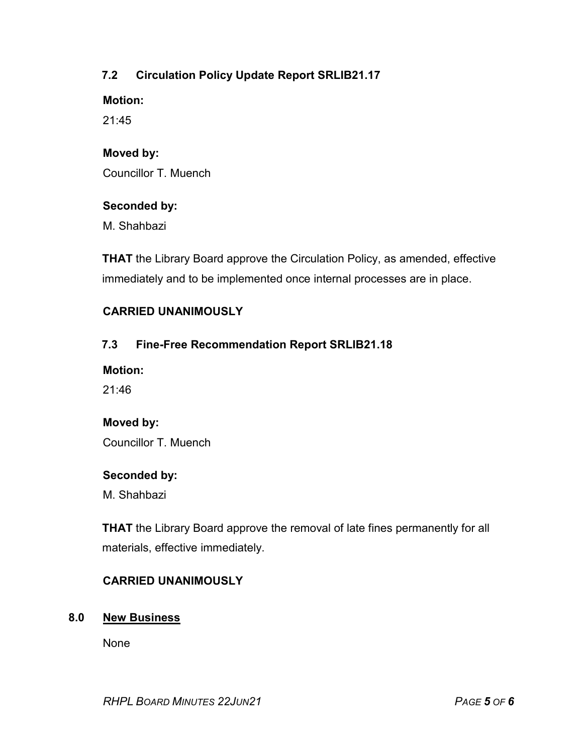### 7.2 Circulation Policy Update Report SRLIB21.17

**Motion:**

21:45

**Moved by:**

Councillor T. Muench

**Seconded by:**

M. Shahbazi

**THAT** the Library Board approve the Circulation Policy, as amended, effective immediately and to be implemented once internal processes are in place.

**CARRIED UNANIMOUSLY**

### 7.3 Fine-Free Recommendation Report SRLIB21.18

**Motion:**

21:46

**Moved by:**

Councillor T. Muench

**Seconded by:**

M. Shahbazi

**THAT** the Library Board approve the removal of late fines permanently for all materials, effective immediately.

**CARRIED UNANIMOUSLY**

## 8.0 New Business

None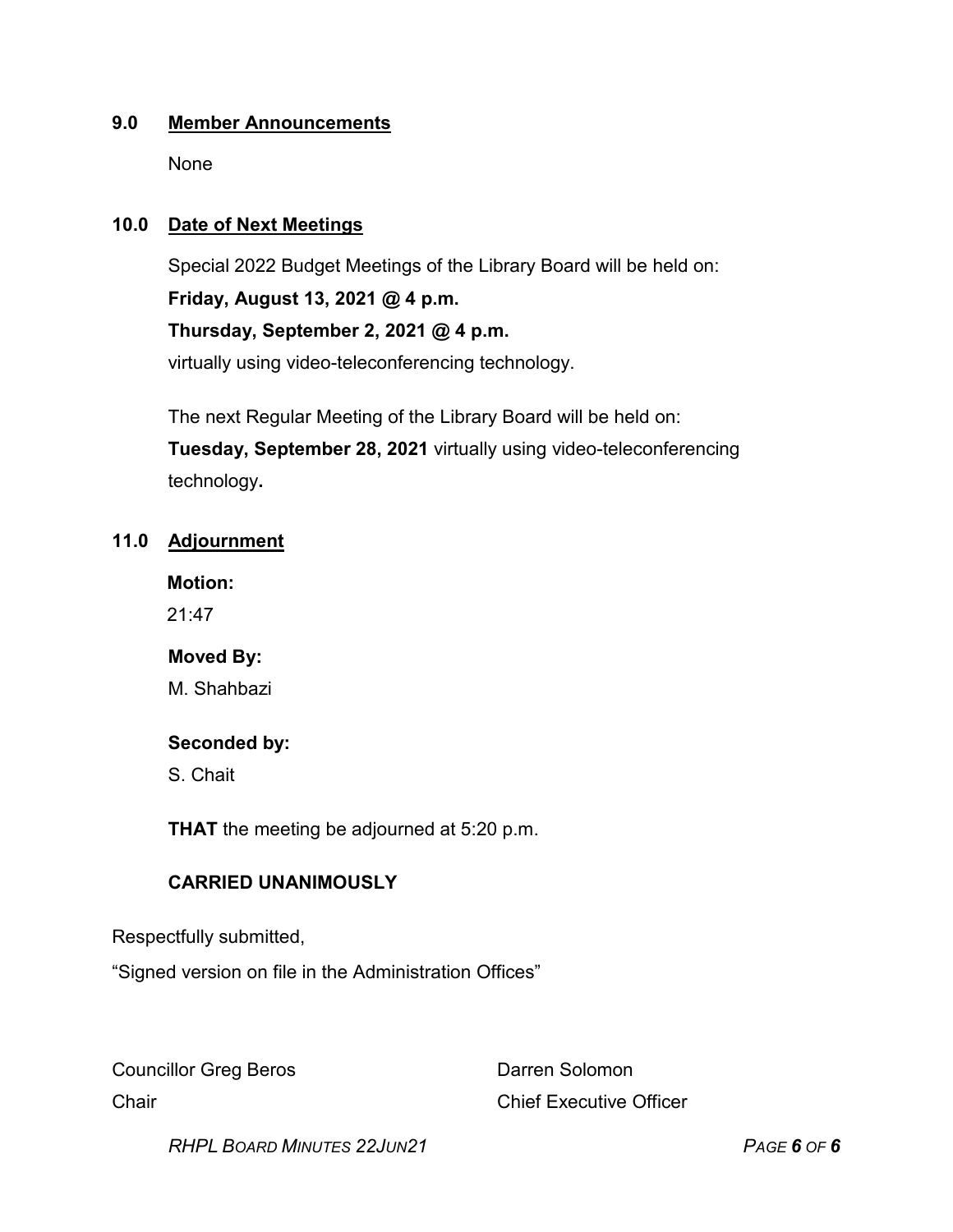## 9.0 Member Announcements

None

## 10.0 Date of Next Meetings

Special 2022 Budget Meetings of the Library Board will be held on:

**Friday, August 13, 2021 @ 4 p.m.**

**Thursday, September 2, 2021 @ 4 p.m.**

virtually using video-teleconferencing technology.

The next Regular Meeting of the Library Board will be held on:
**Tuesday, September 28, 2021** virtually using video-teleconferencing technology**.**

## 11.0 Adjournment

**Motion:**

21:47

**Moved By:**

M. Shahbazi

**Seconded by:**

S. Chait

**THAT** the meeting be adjourned at 5:20 p.m.

**CARRIED UNANIMOUSLY**

Respectfully submitted,

"Signed version on file in the Administration Offices"

Councillor Greg Beros
Chair

Darren Solomon
Chief Executive Officer